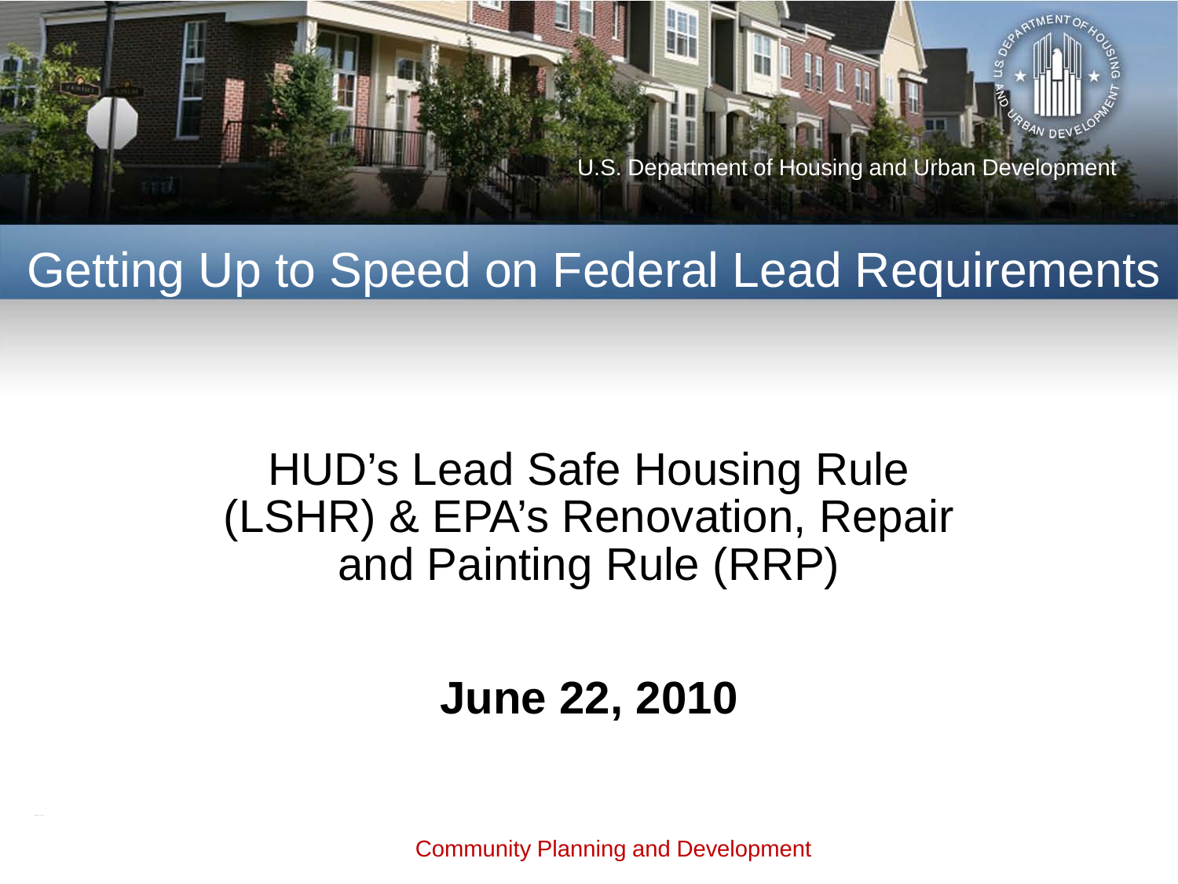U.S. Department of Housing and Urban Development

# Getting Up to Speed on Federal Lead Requirements

## HUD's Lead Safe Housing Rule (LSHR) & EPA's Renovation, Repair and Painting Rule (RRP)

**June 22, 2010**

Community Planning and Development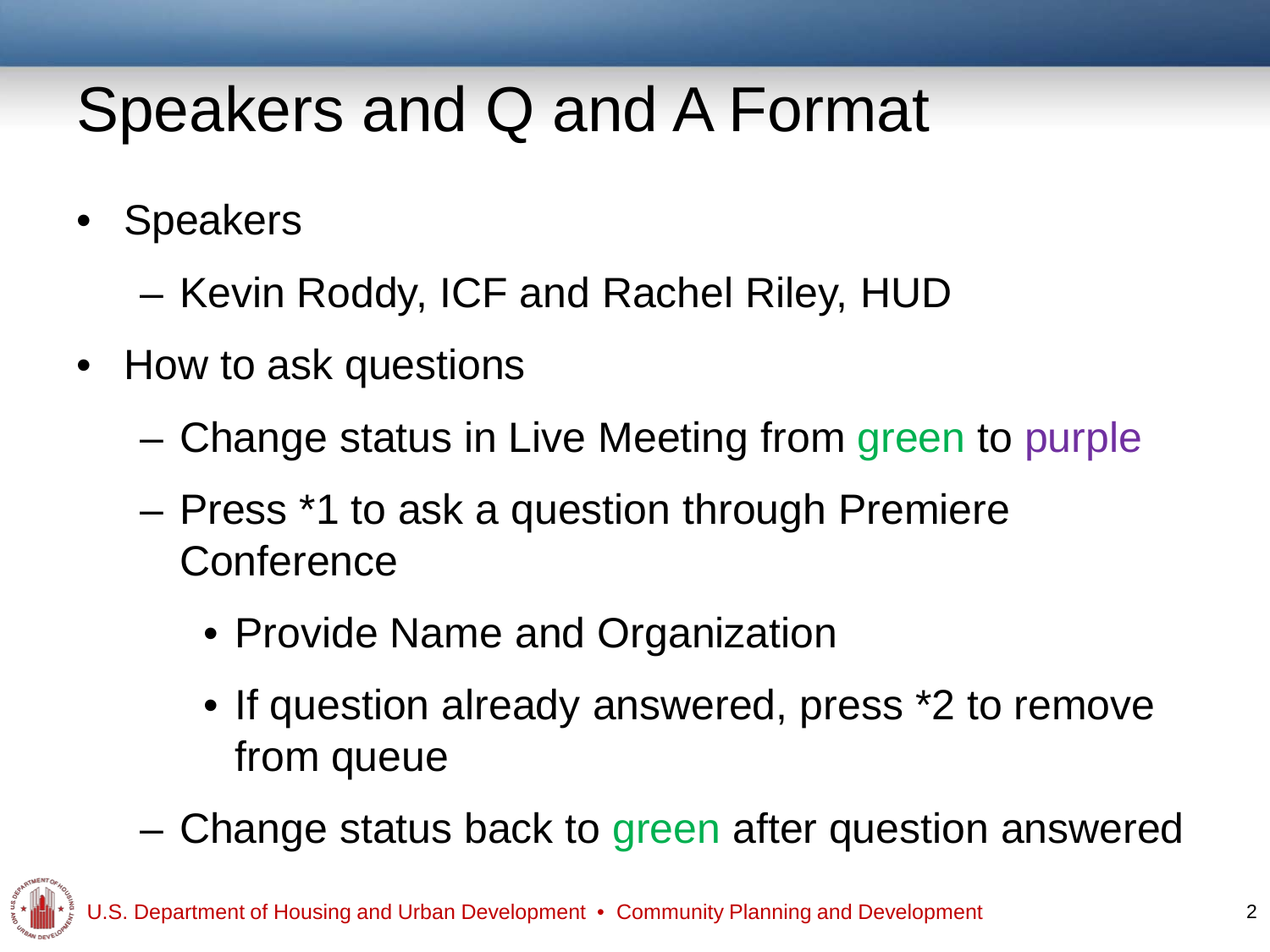# Speakers and Q and A Format

- Speakers
  - Kevin Roddy, ICF and Rachel Riley, HUD
- How to ask questions
  - Change status in Live Meeting from green to purple
  - Press *1 to ask a question through Premiere Conference
    - Provide Name and Organization
    - If question already answered, press *2 to remove from queue
  - Change status back to green after question answered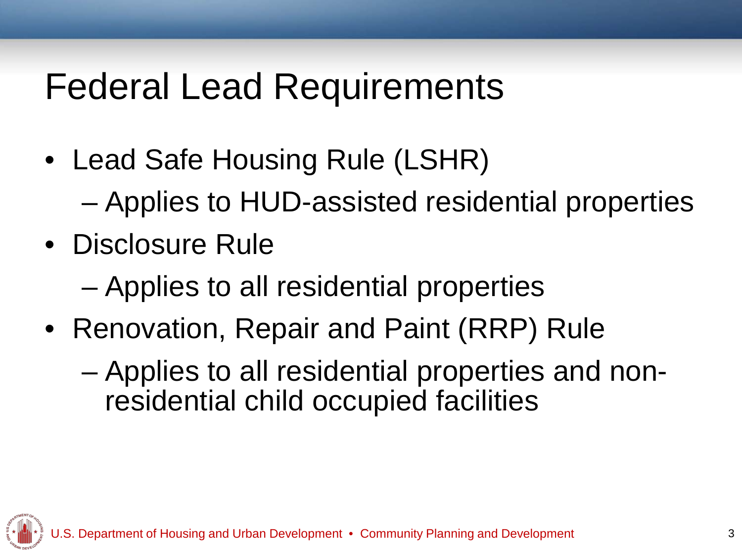# Federal Lead Requirements

- Lead Safe Housing Rule (LSHR)
  - Applies to HUD-assisted residential properties
- Disclosure Rule
  - Applies to all residential properties
- Renovation, Repair and Paint (RRP) Rule
  - Applies to all residential properties and non-residential child occupied facilities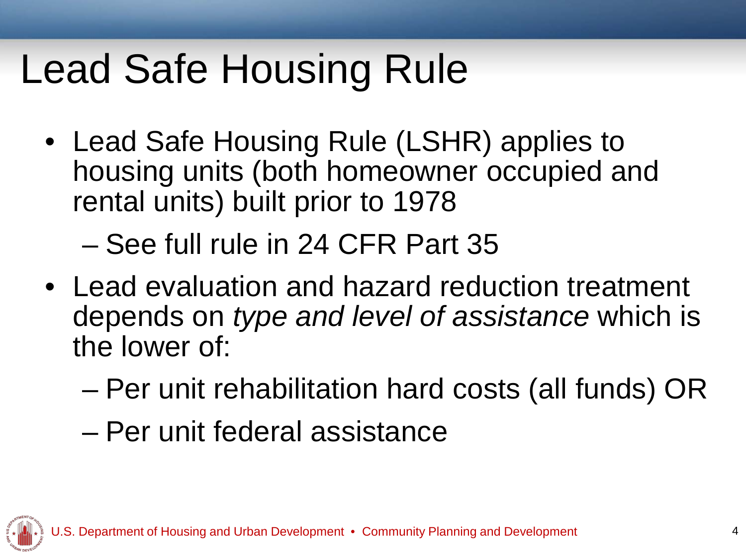# Lead Safe Housing Rule

- Lead Safe Housing Rule (LSHR) applies to housing units (both homeowner occupied and rental units) built prior to 1978
  - See full rule in 24 CFR Part 35
- Lead evaluation and hazard reduction treatment depends on *type and level of assistance* which is the lower of:
  - Per unit rehabilitation hard costs (all funds) OR
  - Per unit federal assistance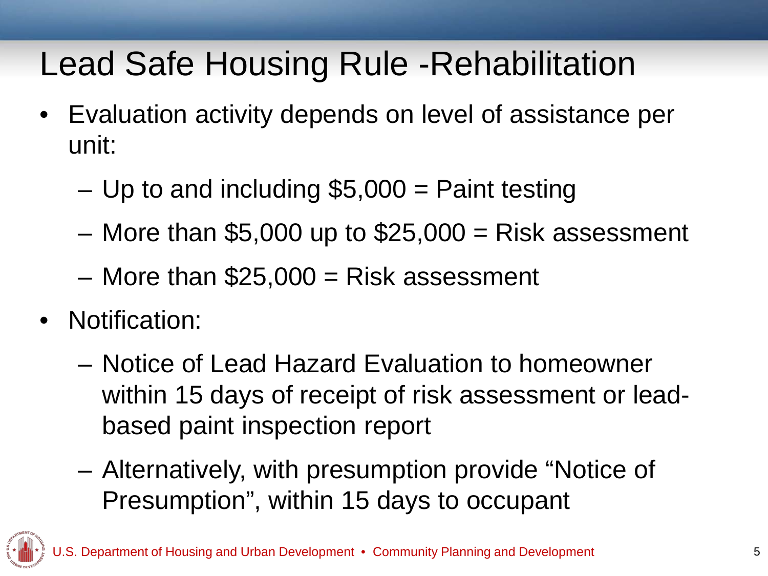# Lead Safe Housing Rule -Rehabilitation

- Evaluation activity depends on level of assistance per unit:
  - Up to and including $5,000 = Paint testing
  - More than $5,000 up to $25,000 = Risk assessment
  - More than $25,000 = Risk assessment
- Notification:
  - Notice of Lead Hazard Evaluation to homeowner within 15 days of receipt of risk assessment or lead-based paint inspection report
  - Alternatively, with presumption provide "Notice of Presumption", within 15 days to occupant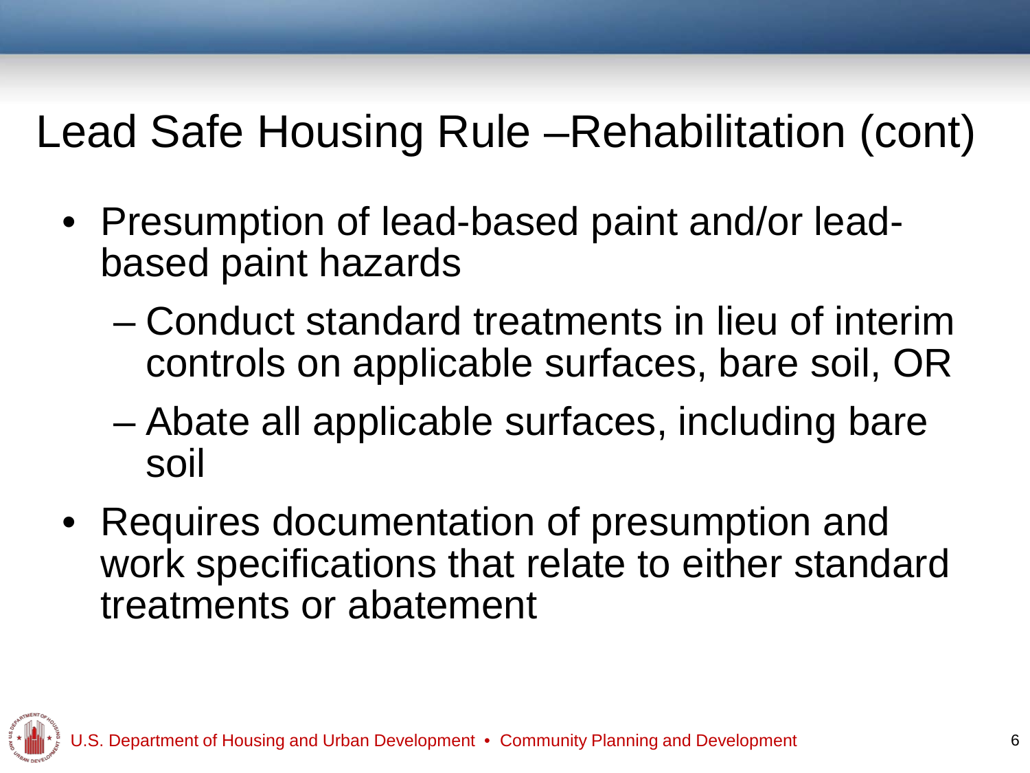# Lead Safe Housing Rule –Rehabilitation (cont)

- Presumption of lead-based paint and/or lead-based paint hazards
  - Conduct standard treatments in lieu of interim controls on applicable surfaces, bare soil, OR
  - Abate all applicable surfaces, including bare soil
- Requires documentation of presumption and work specifications that relate to either standard treatments or abatement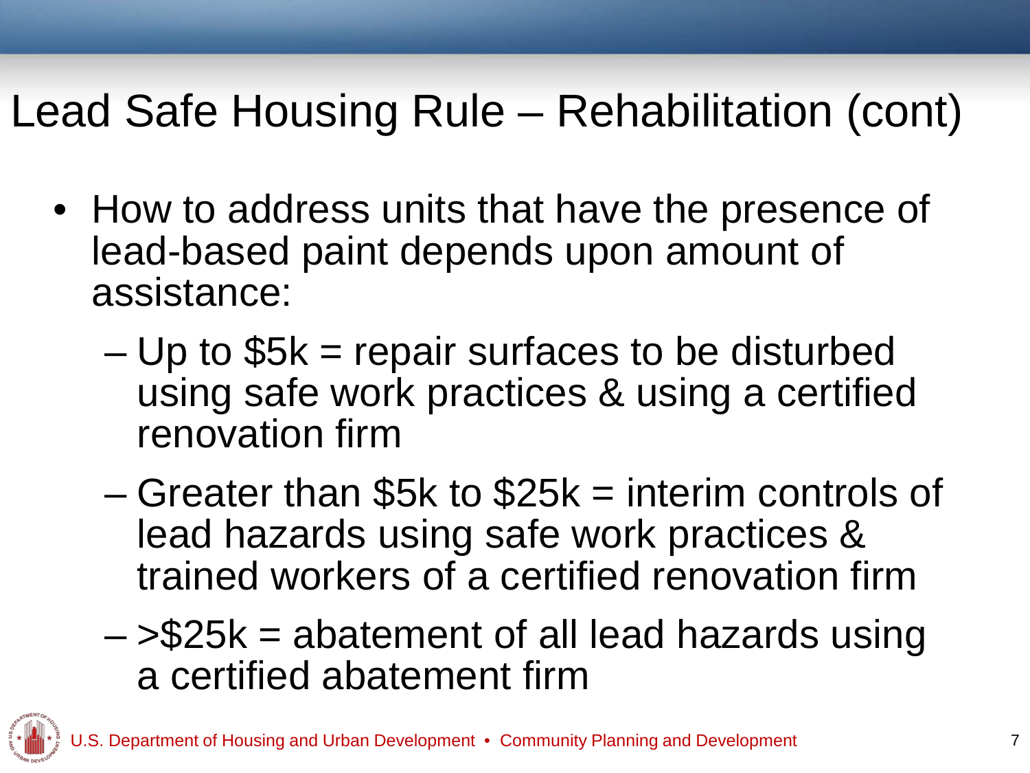# Lead Safe Housing Rule – Rehabilitation (cont)

- How to address units that have the presence of lead-based paint depends upon amount of assistance:
  - Up to $5k = repair surfaces to be disturbed using safe work practices & using a certified renovation firm
  - Greater than $5k to $25k = interim controls of lead hazards using safe work practices & trained workers of a certified renovation firm
  - >$25k = abatement of all lead hazards using a certified abatement firm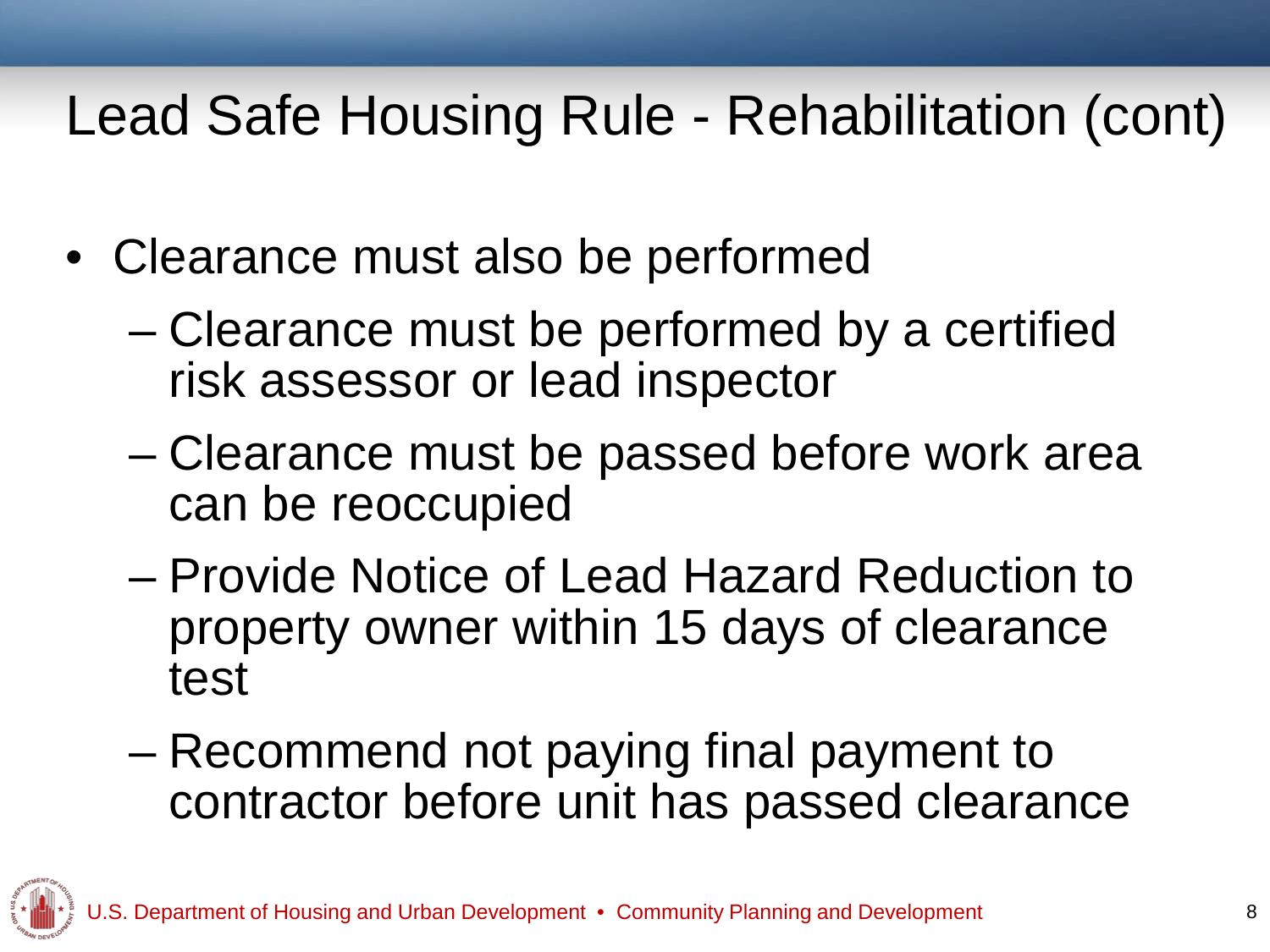# Lead Safe Housing Rule - Rehabilitation (cont)

- Clearance must also be performed
  - Clearance must be performed by a certified risk assessor or lead inspector
  - Clearance must be passed before work area can be reoccupied
  - Provide Notice of Lead Hazard Reduction to property owner within 15 days of clearance test
  - Recommend not paying final payment to contractor before unit has passed clearance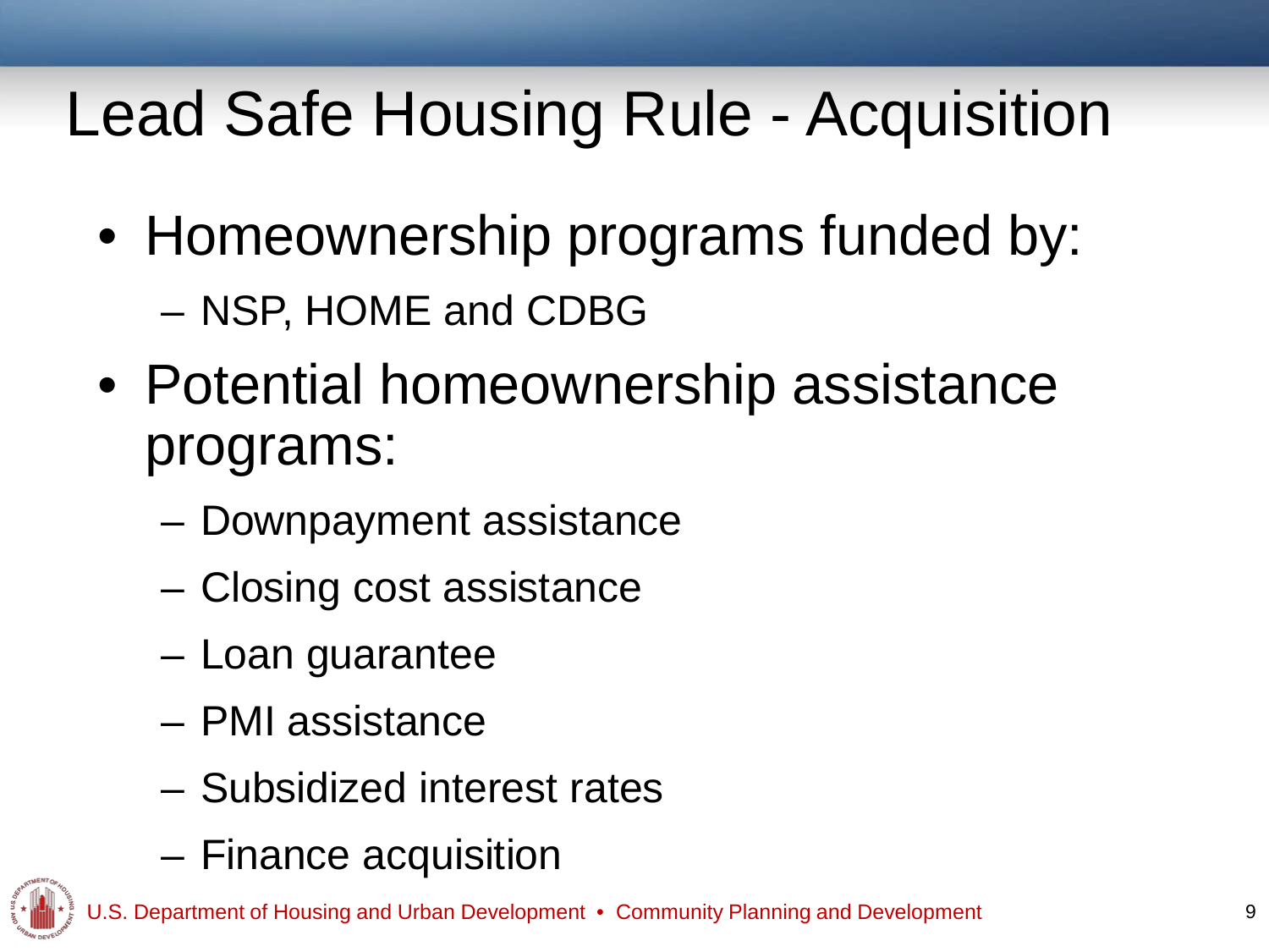# Lead Safe Housing Rule - Acquisition

- Homeownership programs funded by:
  - NSP, HOME and CDBG
- Potential homeownership assistance programs:
  - Downpayment assistance
  - Closing cost assistance
  - Loan guarantee
  - PMI assistance
  - Subsidized interest rates
  - Finance acquisition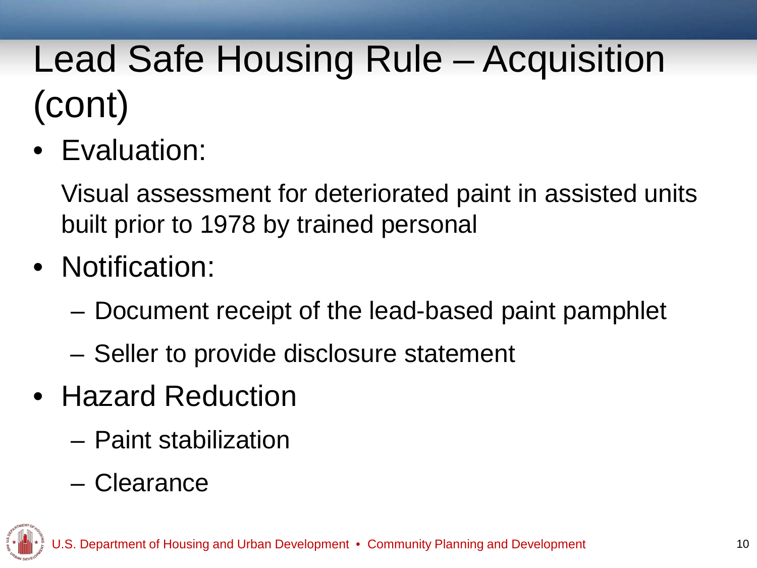# Lead Safe Housing Rule – Acquisition (cont)

- Evaluation:

  Visual assessment for deteriorated paint in assisted units built prior to 1978 by trained personal

- Notification:
  - Document receipt of the lead-based paint pamphlet
  - Seller to provide disclosure statement
- Hazard Reduction
  - Paint stabilization
  - Clearance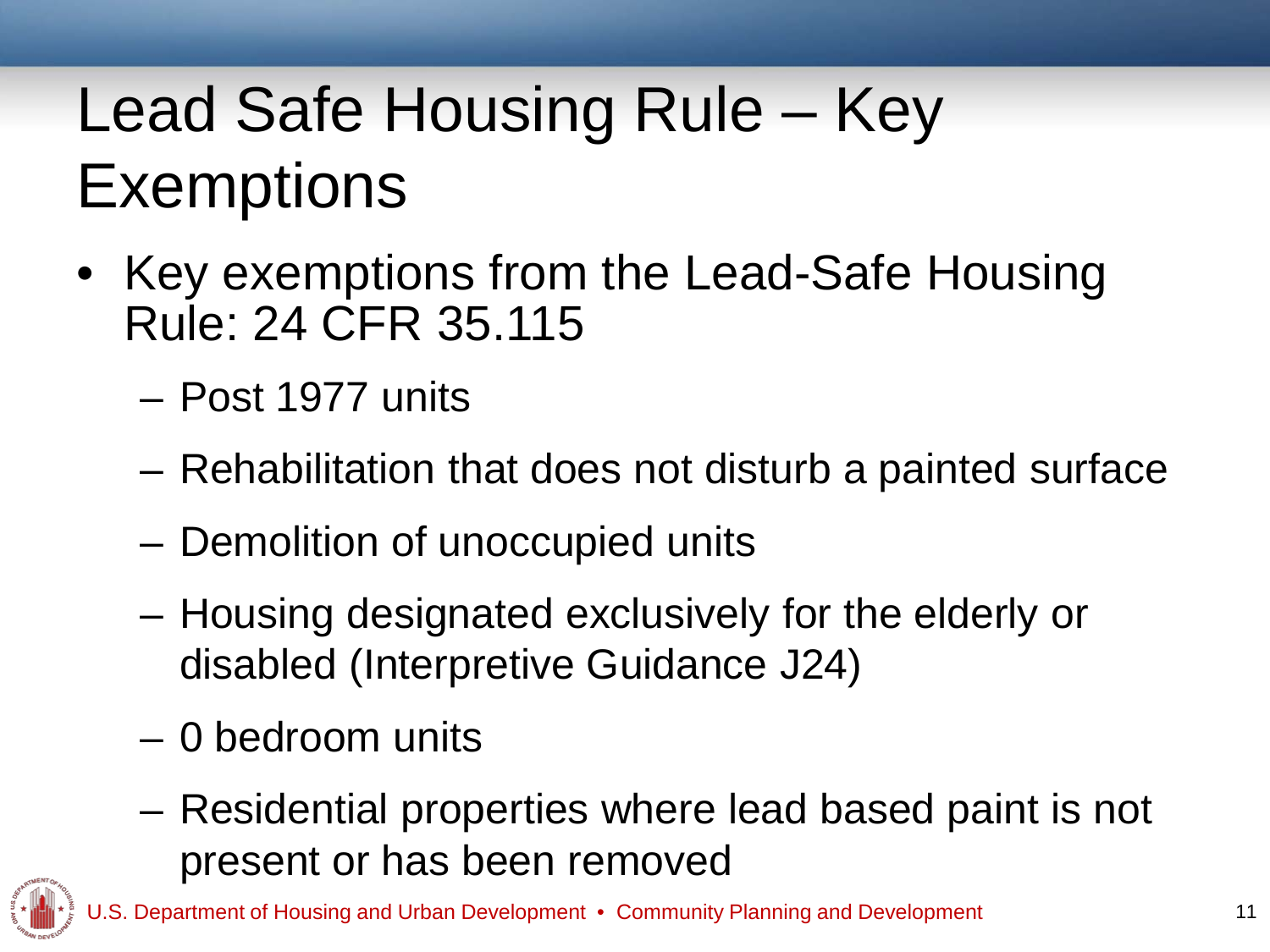# Lead Safe Housing Rule – Key Exemptions

- Key exemptions from the Lead-Safe Housing Rule: 24 CFR 35.115
  - Post 1977 units
  - Rehabilitation that does not disturb a painted surface
  - Demolition of unoccupied units
  - Housing designated exclusively for the elderly or disabled (Interpretive Guidance J24)
  - 0 bedroom units
  - Residential properties where lead based paint is not present or has been removed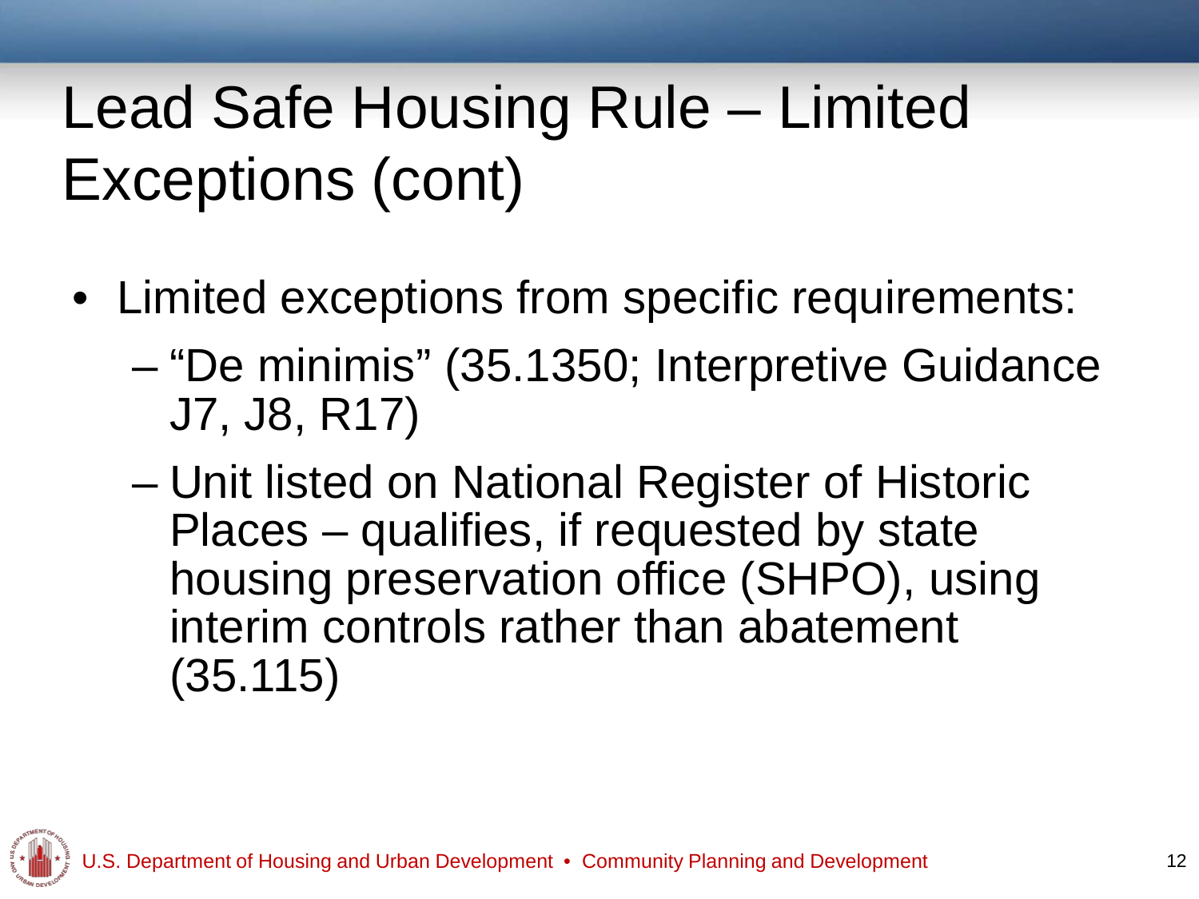# Lead Safe Housing Rule – Limited Exceptions (cont)

- Limited exceptions from specific requirements:
  - "De minimis" (35.1350; Interpretive Guidance J7, J8, R17)
  - Unit listed on National Register of Historic Places – qualifies, if requested by state housing preservation office (SHPO), using interim controls rather than abatement (35.115)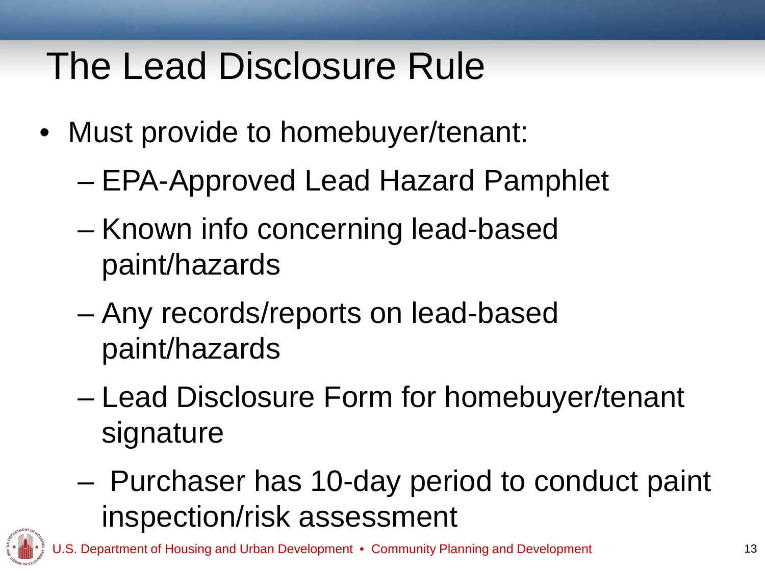# The Lead Disclosure Rule

- Must provide to homebuyer/tenant:
  - EPA-Approved Lead Hazard Pamphlet
  - Known info concerning lead-based paint/hazards
  - Any records/reports on lead-based paint/hazards
  - Lead Disclosure Form for homebuyer/tenant signature
  - Purchaser has 10-day period to conduct paint inspection/risk assessment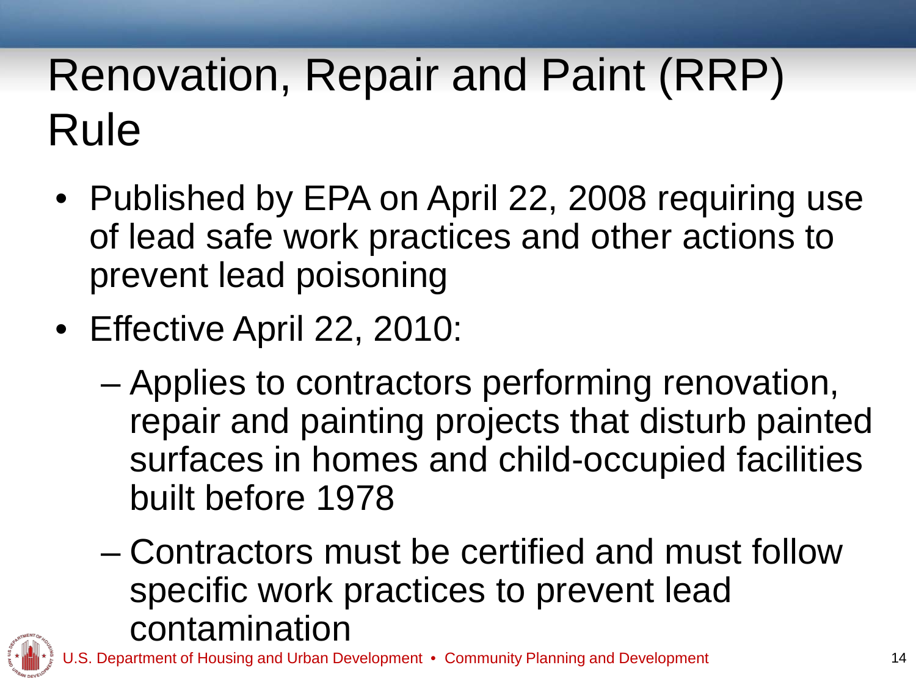# Renovation, Repair and Paint (RRP) Rule

- Published by EPA on April 22, 2008 requiring use of lead safe work practices and other actions to prevent lead poisoning
- Effective April 22, 2010:
  - Applies to contractors performing renovation, repair and painting projects that disturb painted surfaces in homes and child-occupied facilities built before 1978
  - Contractors must be certified and must follow specific work practices to prevent lead contamination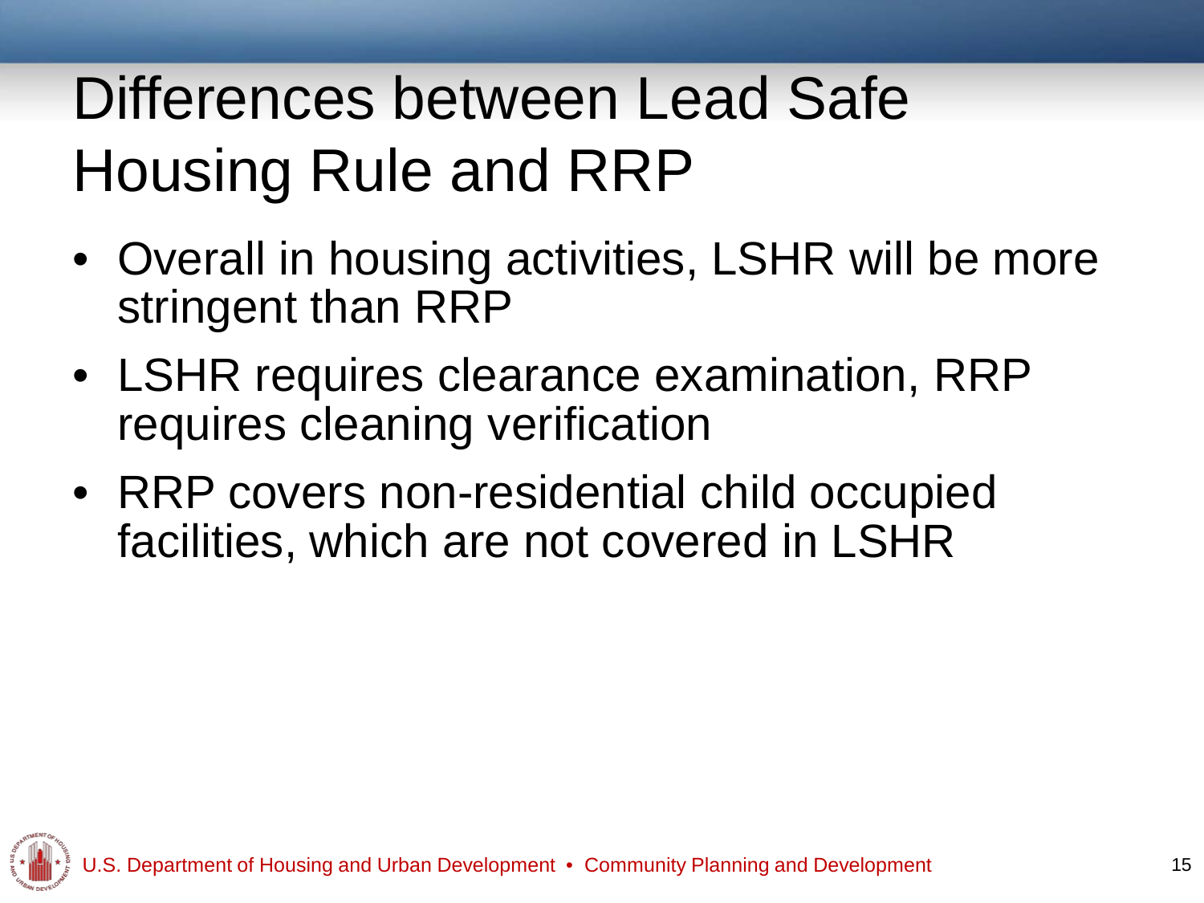# Differences between Lead Safe Housing Rule and RRP

- Overall in housing activities, LSHR will be more stringent than RRP
- LSHR requires clearance examination, RRP requires cleaning verification
- RRP covers non-residential child occupied facilities, which are not covered in LSHR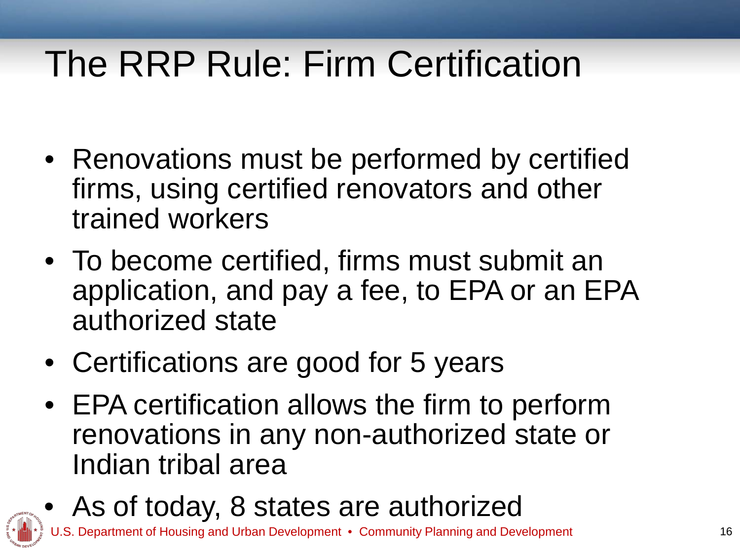# The RRP Rule: Firm Certification

- Renovations must be performed by certified firms, using certified renovators and other trained workers
- To become certified, firms must submit an application, and pay a fee, to EPA or an EPA authorized state
- Certifications are good for 5 years
- EPA certification allows the firm to perform renovations in any non-authorized state or Indian tribal area
- As of today, 8 states are authorized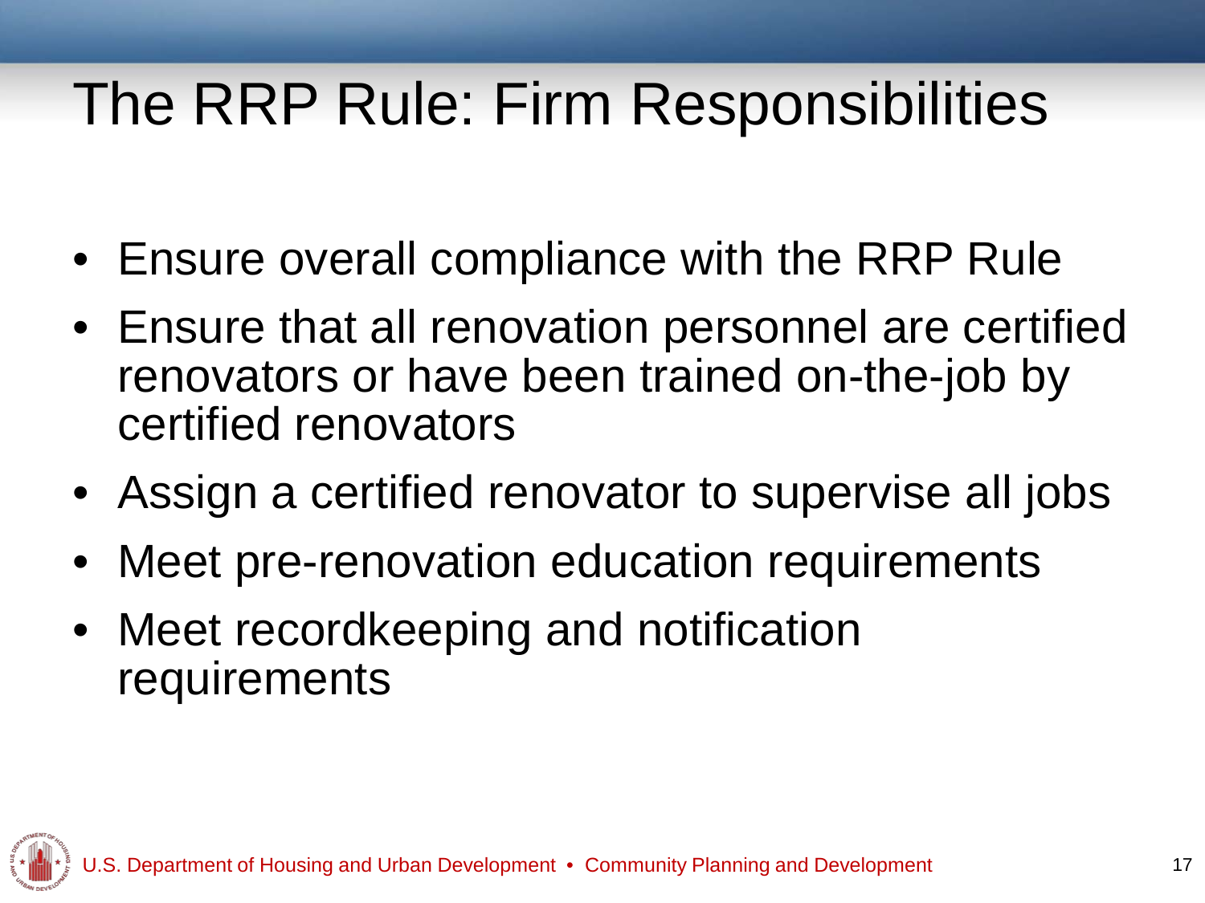# The RRP Rule: Firm Responsibilities

- Ensure overall compliance with the RRP Rule
- Ensure that all renovation personnel are certified renovators or have been trained on-the-job by certified renovators
- Assign a certified renovator to supervise all jobs
- Meet pre-renovation education requirements
- Meet recordkeeping and notification requirements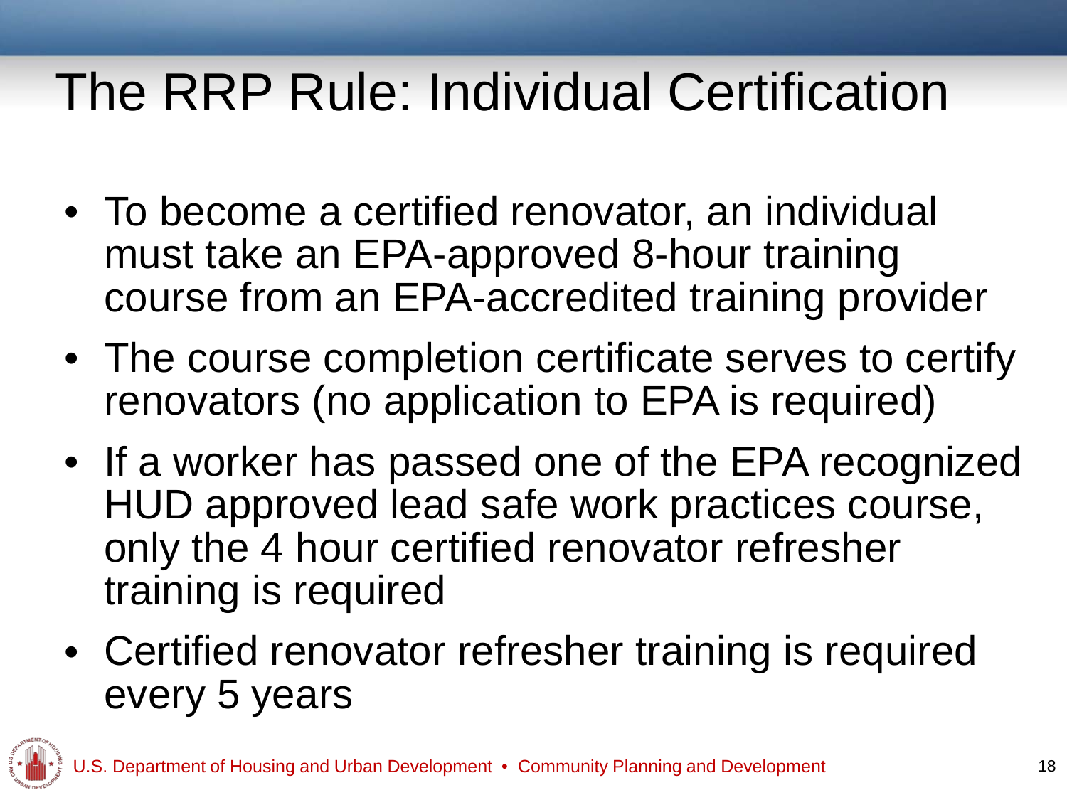# The RRP Rule: Individual Certification

- To become a certified renovator, an individual must take an EPA-approved 8-hour training course from an EPA-accredited training provider
- The course completion certificate serves to certify renovators (no application to EPA is required)
- If a worker has passed one of the EPA recognized HUD approved lead safe work practices course, only the 4 hour certified renovator refresher training is required
- Certified renovator refresher training is required every 5 years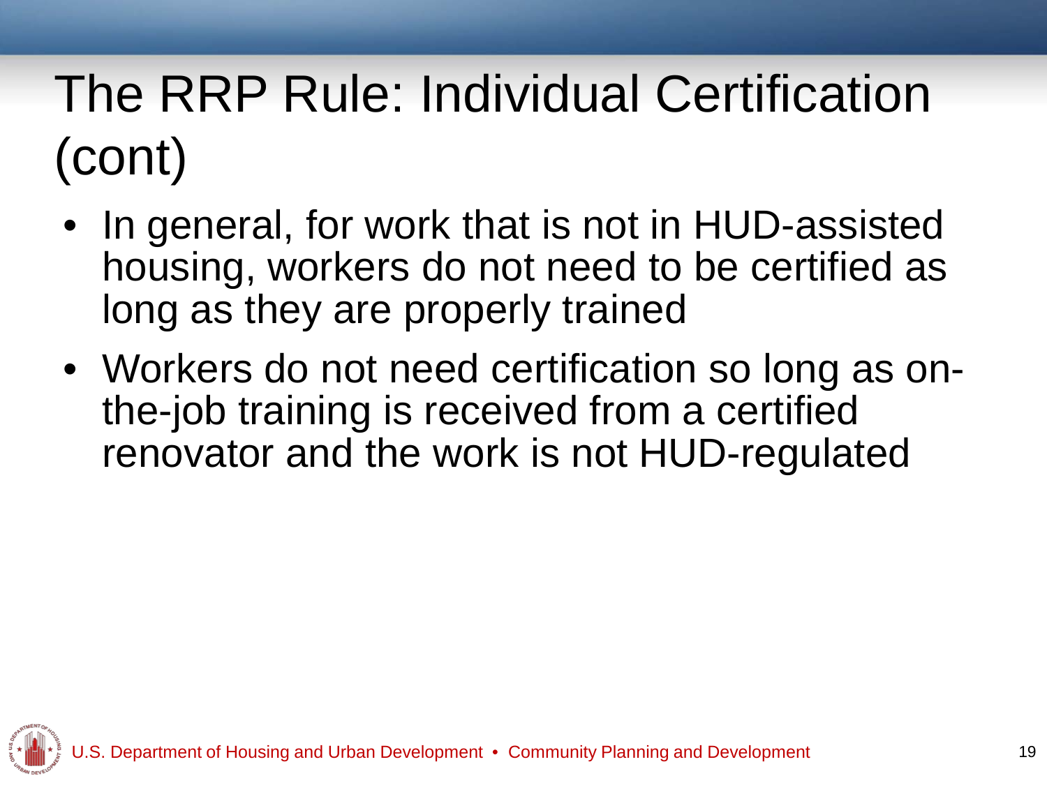# The RRP Rule: Individual Certification (cont)

- In general, for work that is not in HUD-assisted housing, workers do not need to be certified as long as they are properly trained
- Workers do not need certification so long as on-the-job training is received from a certified renovator and the work is not HUD-regulated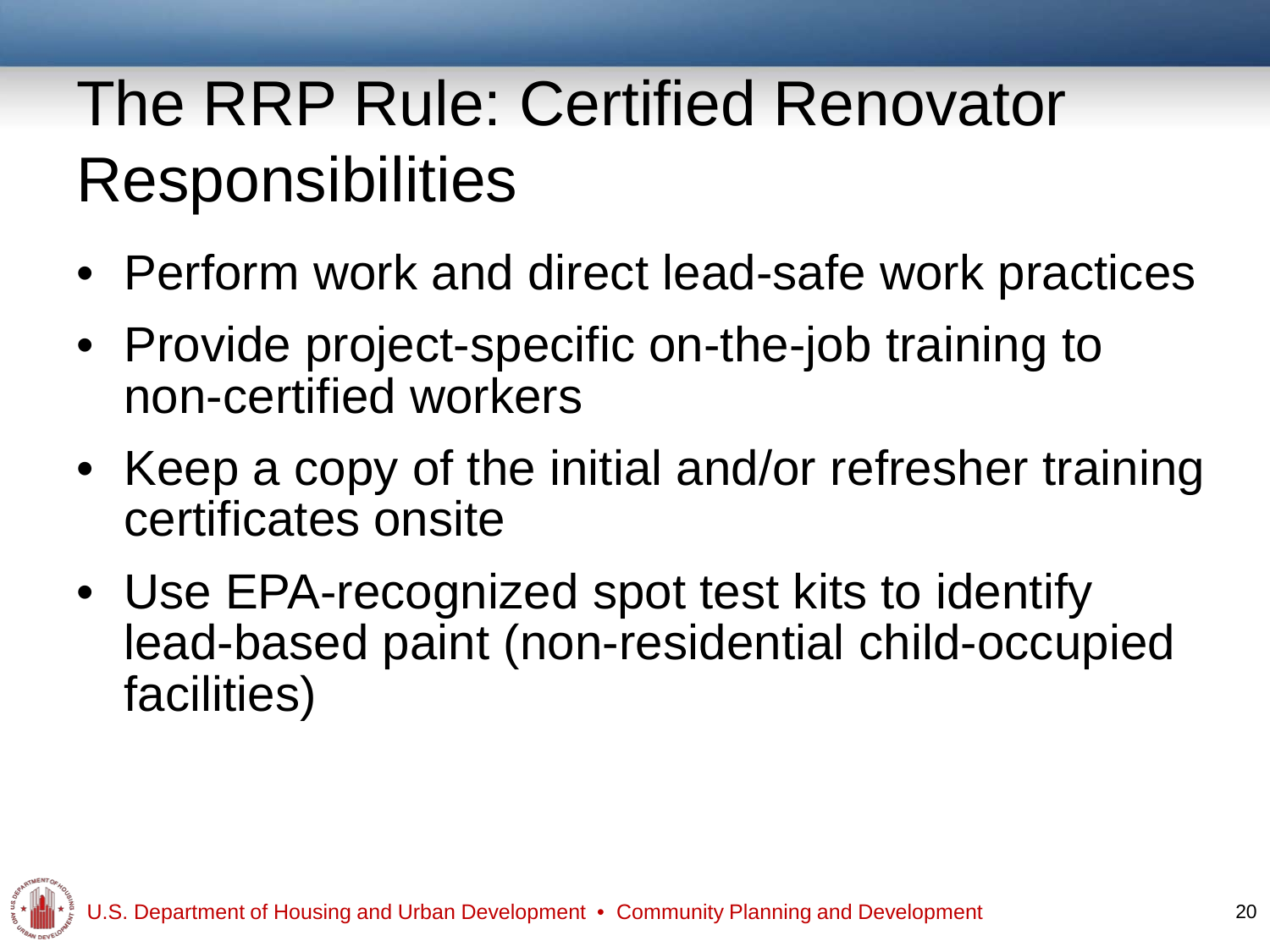# The RRP Rule: Certified Renovator Responsibilities

- Perform work and direct lead-safe work practices
- Provide project-specific on-the-job training to non-certified workers
- Keep a copy of the initial and/or refresher training certificates onsite
- Use EPA-recognized spot test kits to identify lead-based paint (non-residential child-occupied facilities)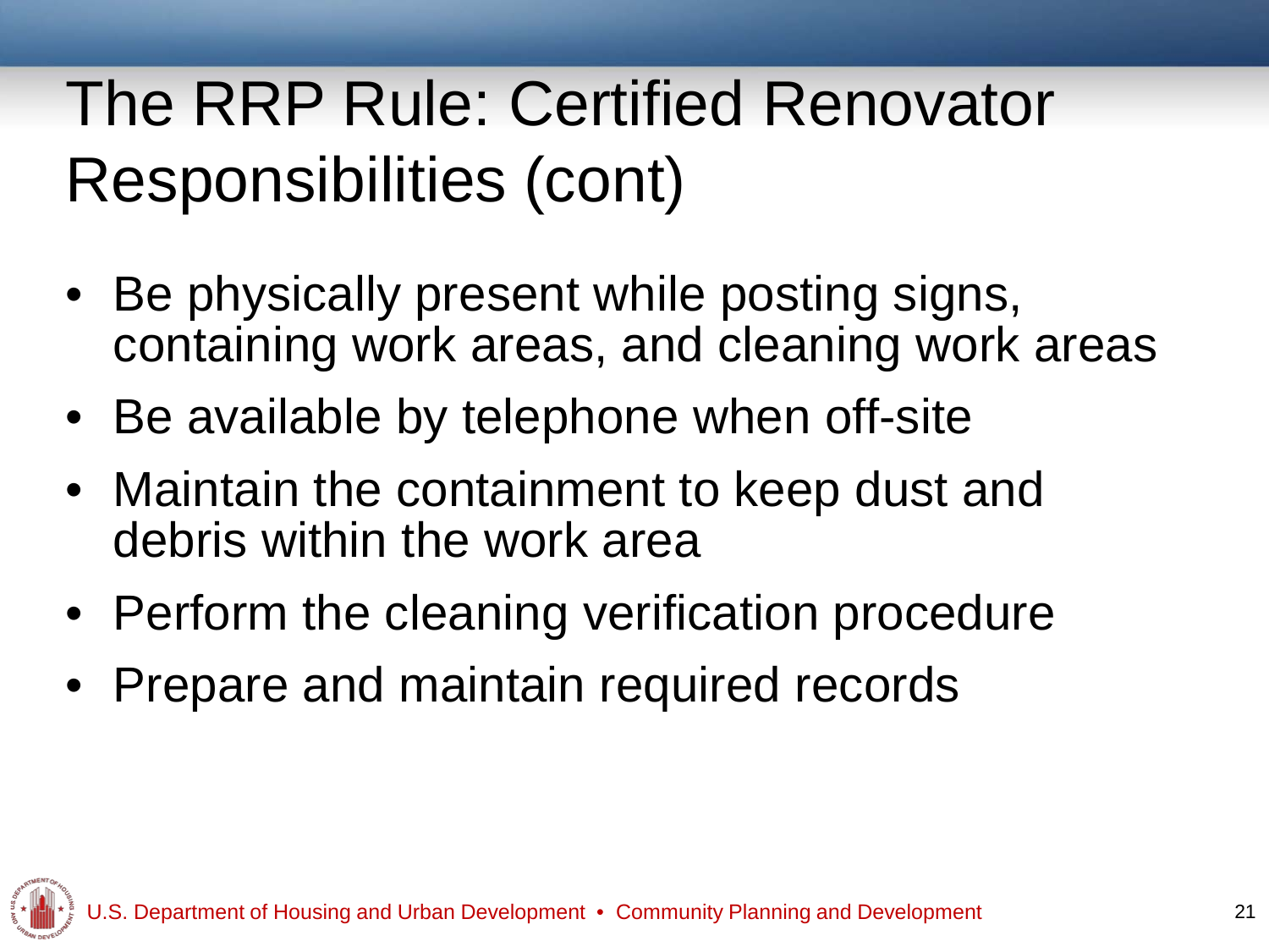# The RRP Rule: Certified Renovator Responsibilities (cont)

- Be physically present while posting signs, containing work areas, and cleaning work areas
- Be available by telephone when off-site
- Maintain the containment to keep dust and debris within the work area
- Perform the cleaning verification procedure
- Prepare and maintain required records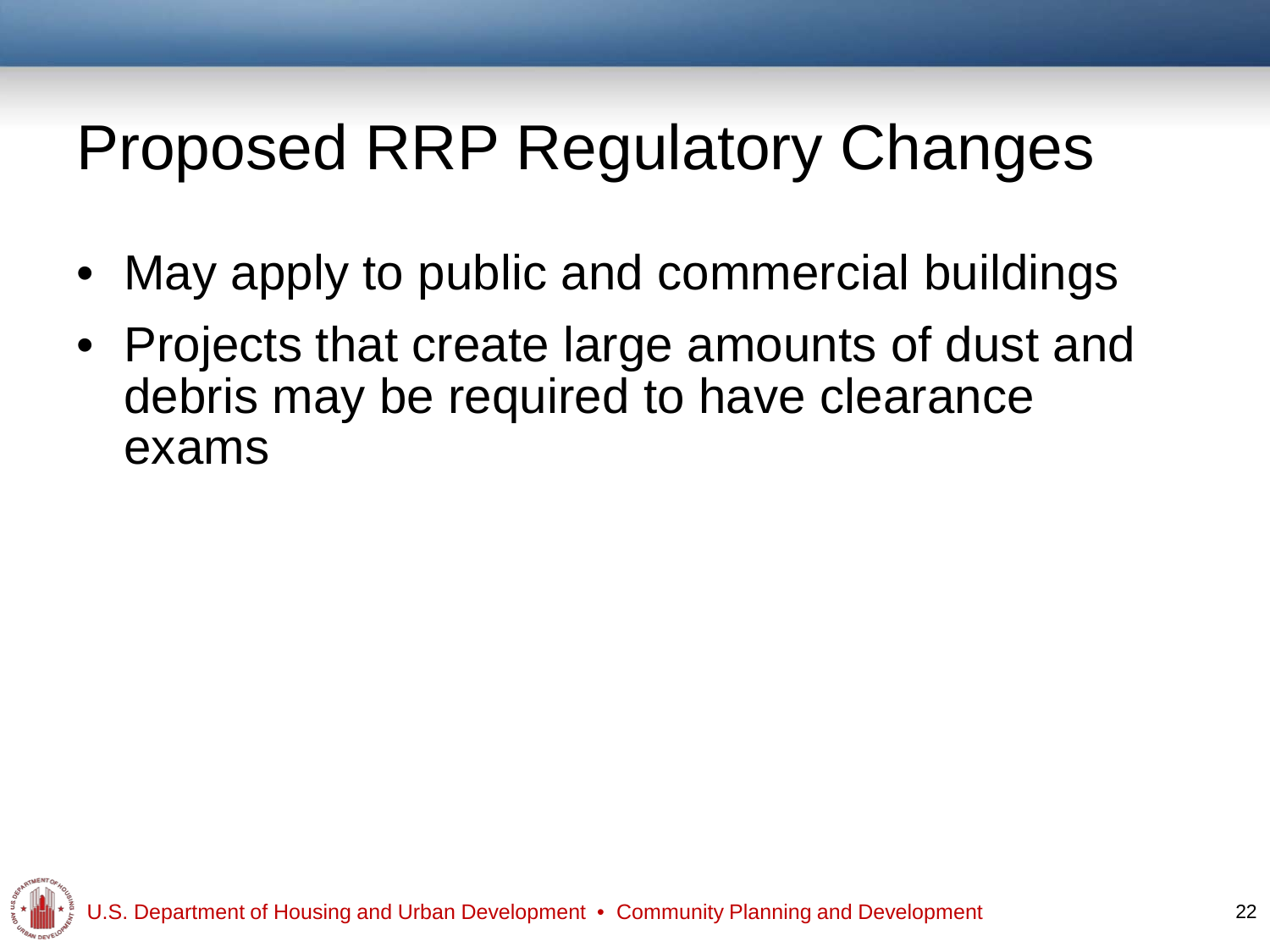# Proposed RRP Regulatory Changes

- May apply to public and commercial buildings
- Projects that create large amounts of dust and debris may be required to have clearance exams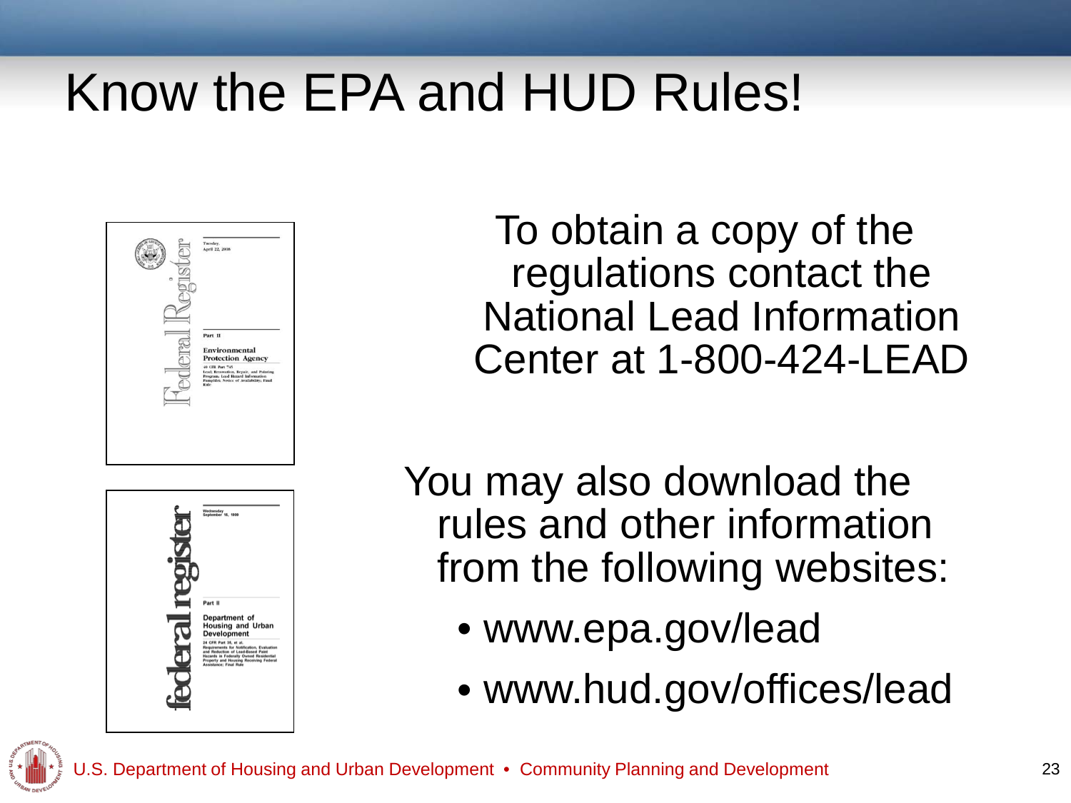# Know the EPA and HUD Rules!

To obtain a copy of the regulations contact the National Lead Information Center at 1-800-424-LEAD

You may also download the rules and other information from the following websites:

- www.epa.gov/lead
- www.hud.gov/offices/lead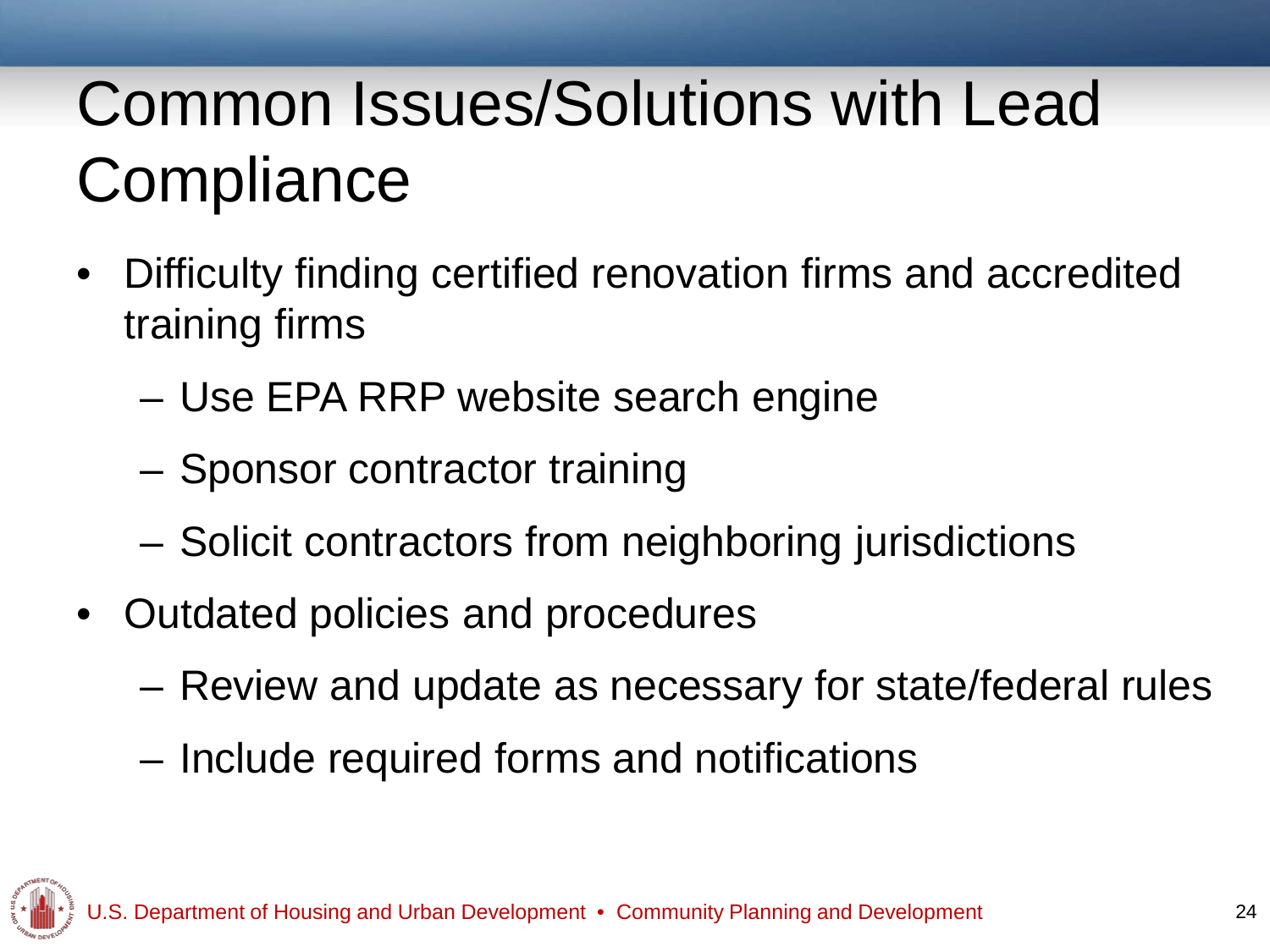# Common Issues/Solutions with Lead Compliance

- Difficulty finding certified renovation firms and accredited training firms
  - Use EPA RRP website search engine
  - Sponsor contractor training
  - Solicit contractors from neighboring jurisdictions
- Outdated policies and procedures
  - Review and update as necessary for state/federal rules
  - Include required forms and notifications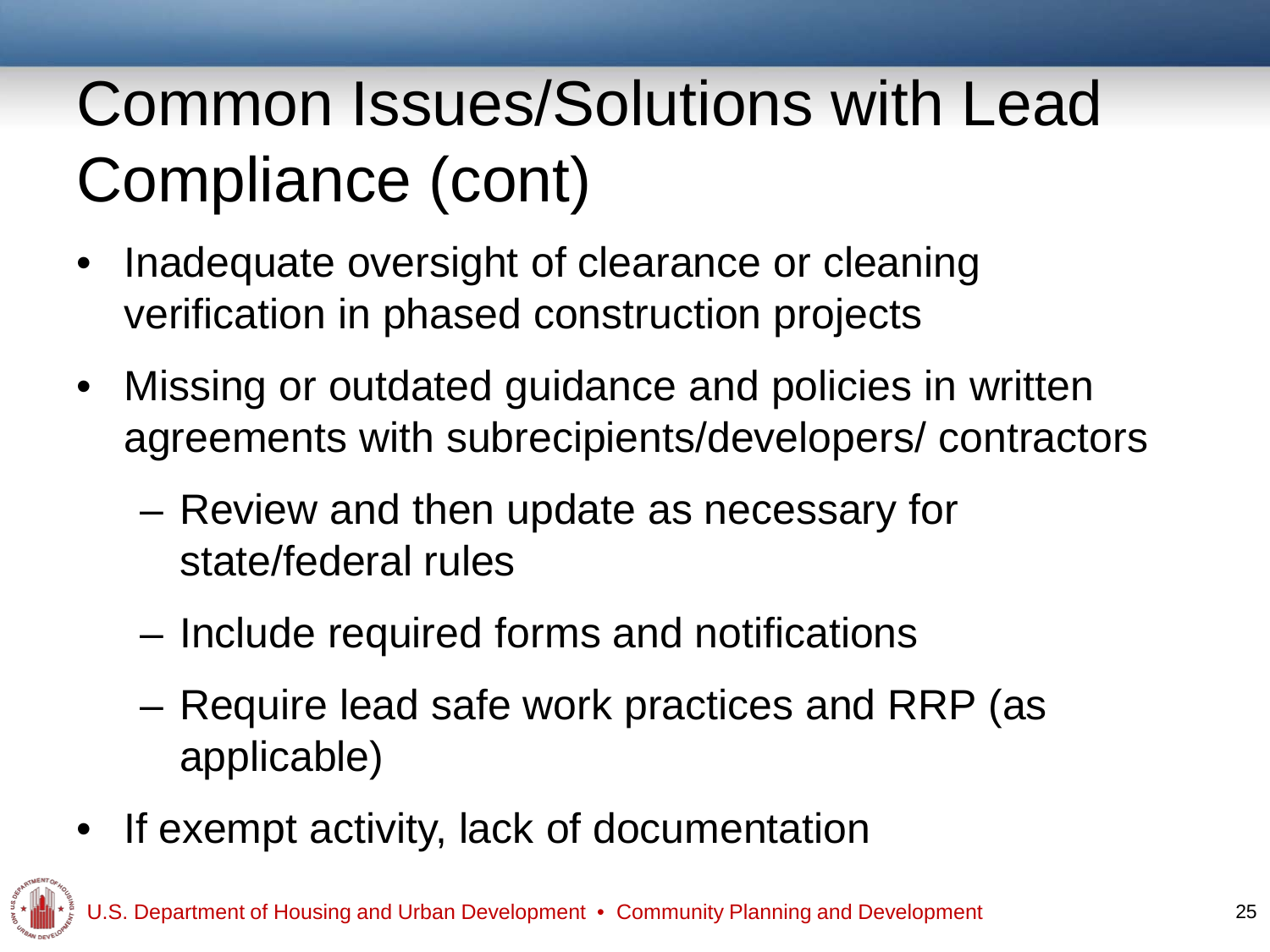# Common Issues/Solutions with Lead Compliance (cont)

- Inadequate oversight of clearance or cleaning verification in phased construction projects
- Missing or outdated guidance and policies in written agreements with subrecipients/developers/ contractors
  - Review and then update as necessary for state/federal rules
  - Include required forms and notifications
  - Require lead safe work practices and RRP (as applicable)
- If exempt activity, lack of documentation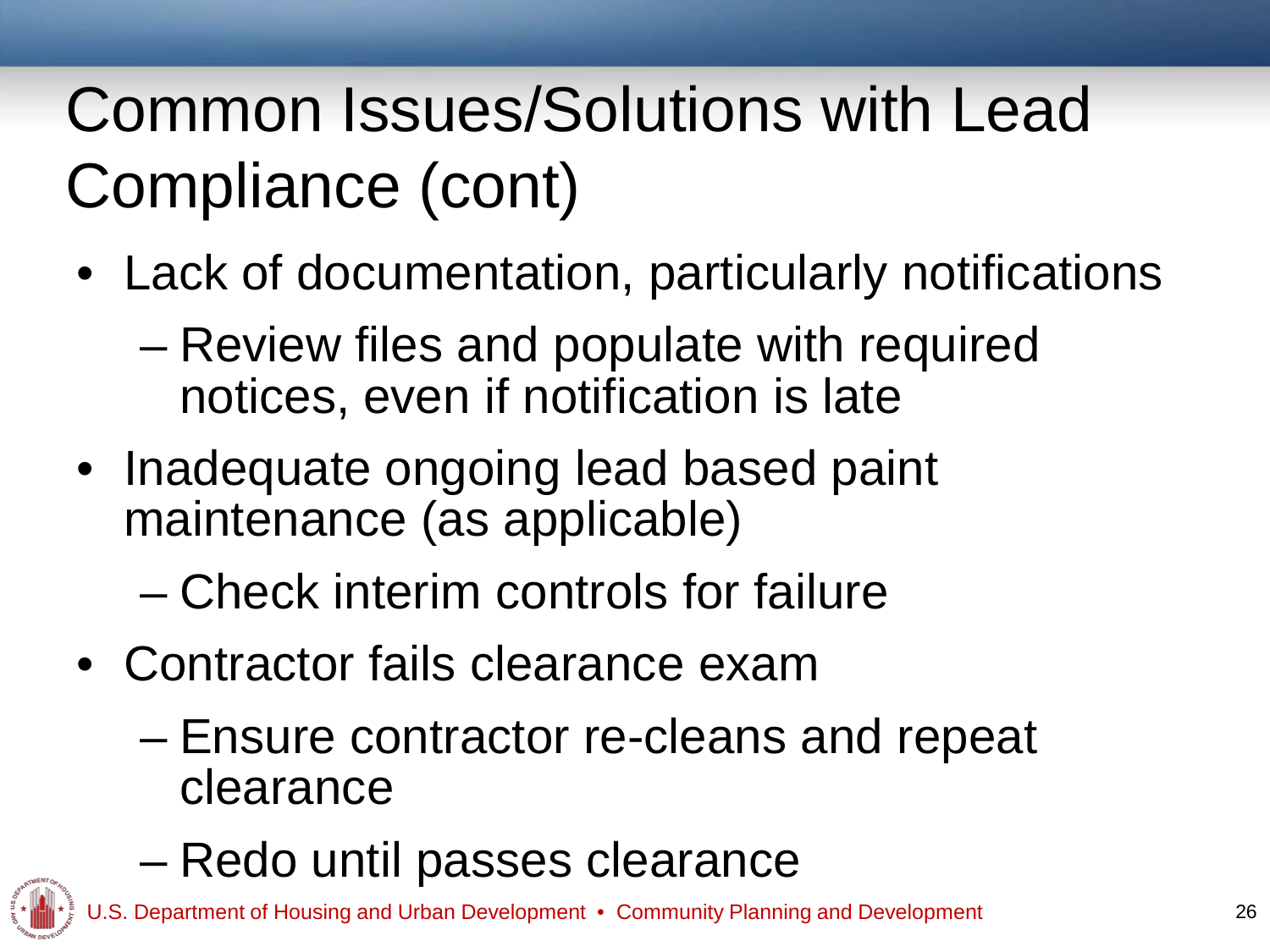# Common Issues/Solutions with Lead Compliance (cont)

- Lack of documentation, particularly notifications
  - Review files and populate with required notices, even if notification is late
- Inadequate ongoing lead based paint maintenance (as applicable)
  - Check interim controls for failure
- Contractor fails clearance exam
  - Ensure contractor re-cleans and repeat clearance
  - Redo until passes clearance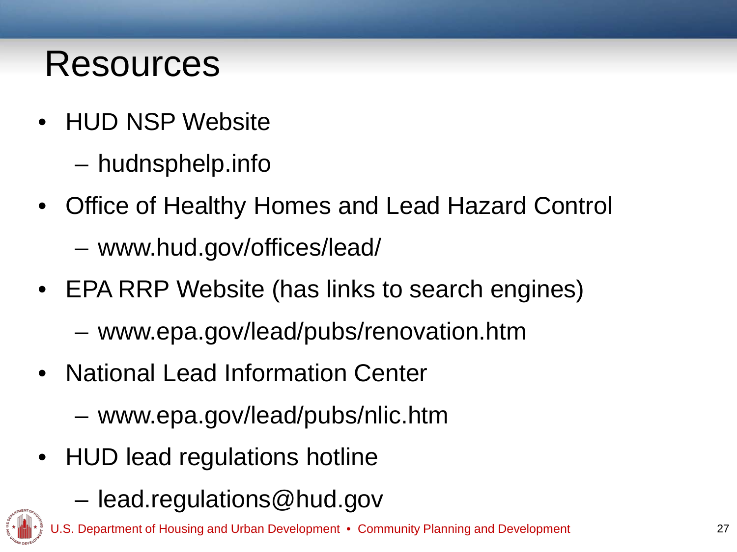# Resources

- HUD NSP Website
  - hudnsphelp.info
- Office of Healthy Homes and Lead Hazard Control
  - www.hud.gov/offices/lead/
- EPA RRP Website (has links to search engines)
  - www.epa.gov/lead/pubs/renovation.htm
- National Lead Information Center
  - www.epa.gov/lead/pubs/nlic.htm
- HUD lead regulations hotline
  - lead.regulations@hud.gov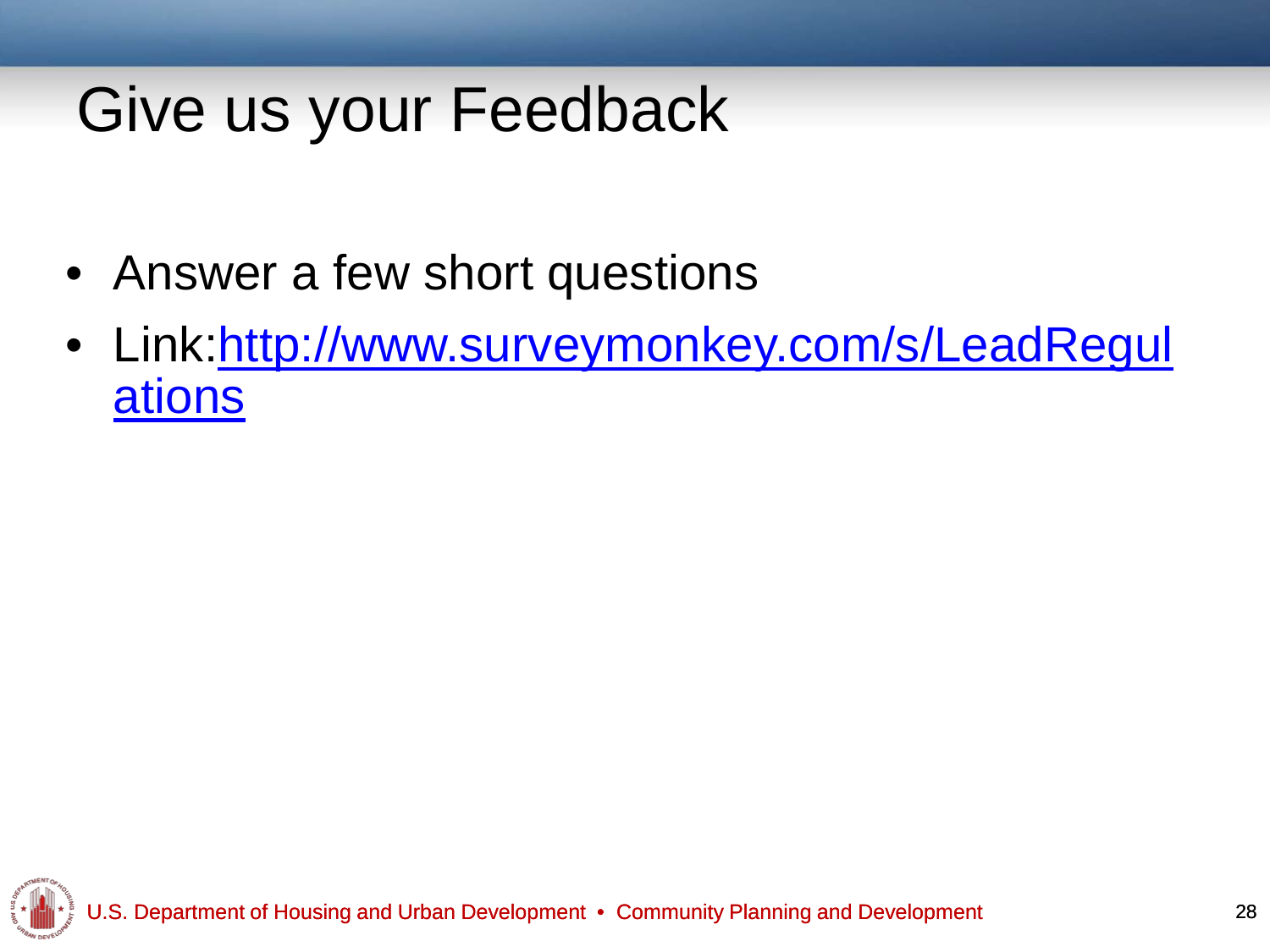# Give us your Feedback

- Answer a few short questions
- Link:http://www.surveymonkey.com/s/LeadRegulations